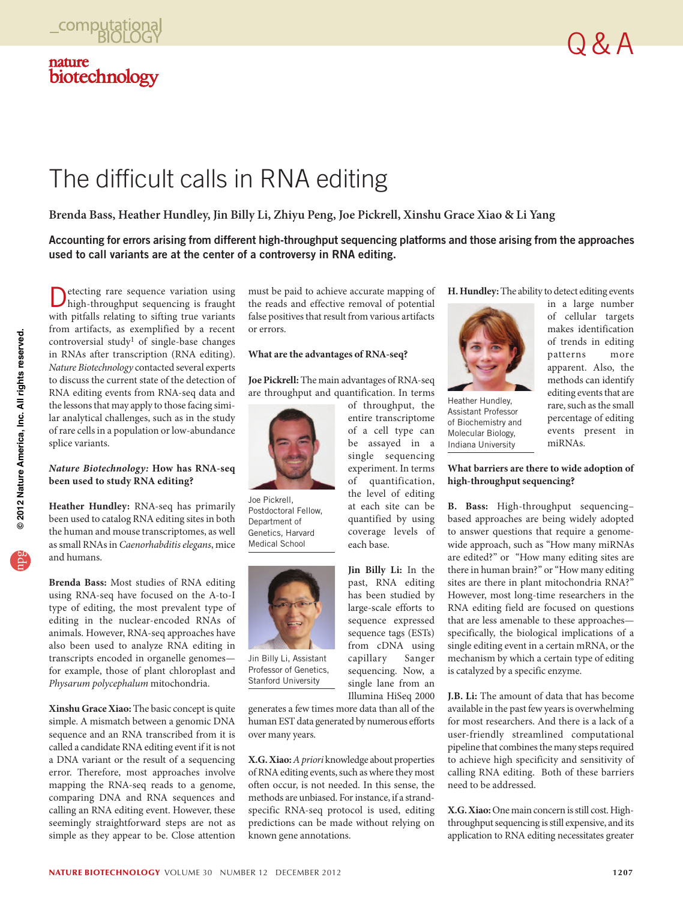# The difficult calls in RNA editing

**Brenda Bass, Heather Hundley, Jin Billy Li, Zhiyu Peng, Joe Pickrell, Xinshu Grace Xiao & Li Yang**

**Accounting for errors arising from different high-throughput sequencing platforms and those arising from the approaches used to call variants are at the center of a controversy in RNA editing.**

Detecting rare sequence variation using high-throughput sequencing is fraught with pitfalls relating to sifting true variants from artifacts, as exemplified by a recent controversial study[1] of single-base changes in RNAs after transcription (RNA editing). *Nature Biotechnology* contacted several experts to discuss the current state of the detection of RNA editing events from RNA-seq data and the lessons that may apply to those facing similar analytical challenges, such as in the study of rare cells in a population or low-abundance splice variants.

***Nature Biotechnology:* How has RNA-seq been used to study RNA editing?**

**Heather Hundley:** RNA-seq has primarily been used to catalog RNA editing sites in both the human and mouse transcriptomes, as well as small RNAs in *Caenorhabditis elegans*, mice and humans.

**Brenda Bass:** Most studies of RNA editing using RNA-seq have focused on the A-to-I type of editing, the most prevalent type of editing in the nuclear-encoded RNAs of animals. However, RNA-seq approaches have also been used to analyze RNA editing in transcripts encoded in organelle genomes—for example, those of plant chloroplast and *Physarum polycephalum* mitochondria.

**Xinshu Grace Xiao:** The basic concept is quite simple. A mismatch between a genomic DNA sequence and an RNA transcribed from it is called a candidate RNA editing event if it is not a DNA variant or the result of a sequencing error. Therefore, most approaches involve mapping the RNA-seq reads to a genome, comparing DNA and RNA sequences and calling an RNA editing event. However, these seemingly straightforward steps are not as simple as they appear to be. Close attention must be paid to achieve accurate mapping of the reads and effective removal of potential false positives that result from various artifacts or errors.

**What are the advantages of RNA-seq?**

**Joe Pickrell:** The main advantages of RNA-seq are throughput and quantification. In terms of throughput, the entire transcriptome of a cell type can be assayed in a single sequencing experiment. In terms of quantification, the level of editing at each site can be quantified by using coverage levels of each base.

Joe Pickrell, Postdoctoral Fellow, Department of Genetics, Harvard Medical School

**Jin Billy Li:** In the past, RNA editing has been studied by large-scale efforts to sequence expressed sequence tags (ESTs) from cDNA using capillary Sanger sequencing. Now, a single lane from an Illumina HiSeq 2000 generates a few times more data than all of the human EST data generated by numerous efforts over many years.

Jin Billy Li, Assistant Professor of Genetics, Stanford University

**X.G. Xiao:** *A priori* knowledge about properties of RNA editing events, such as where they most often occur, is not needed. In this sense, the methods are unbiased. For instance, if a strand-specific RNA-seq protocol is used, editing predictions can be made without relying on known gene annotations.

**H. Hundley:** The ability to detect editing events in a large number of cellular targets makes identification of trends in editing patterns more apparent. Also, the methods can identify editing events that are rare, such as the small percentage of editing events present in miRNAs.

Heather Hundley, Assistant Professor of Biochemistry and Molecular Biology, Indiana University

**What barriers are there to wide adoption of high-throughput sequencing?**

**B. Bass:** High-throughput sequencing–based approaches are being widely adopted to answer questions that require a genome-wide approach, such as "How many miRNAs are edited?" or "How many editing sites are there in human brain?" or "How many editing sites are there in plant mitochondria RNA?" However, most long-time researchers in the RNA editing field are focused on questions that are less amenable to these approaches—specifically, the biological implications of a single editing event in a certain mRNA, or the mechanism by which a certain type of editing is catalyzed by a specific enzyme.

**J.B. Li:** The amount of data that has become available in the past few years is overwhelming for most researchers. And there is a lack of a user-friendly streamlined computational pipeline that combines the many steps required to achieve high specificity and sensitivity of calling RNA editing. Both of these barriers need to be addressed.

**X.G. Xiao:** One main concern is still cost. High-throughput sequencing is still expensive, and its application to RNA editing necessitates greater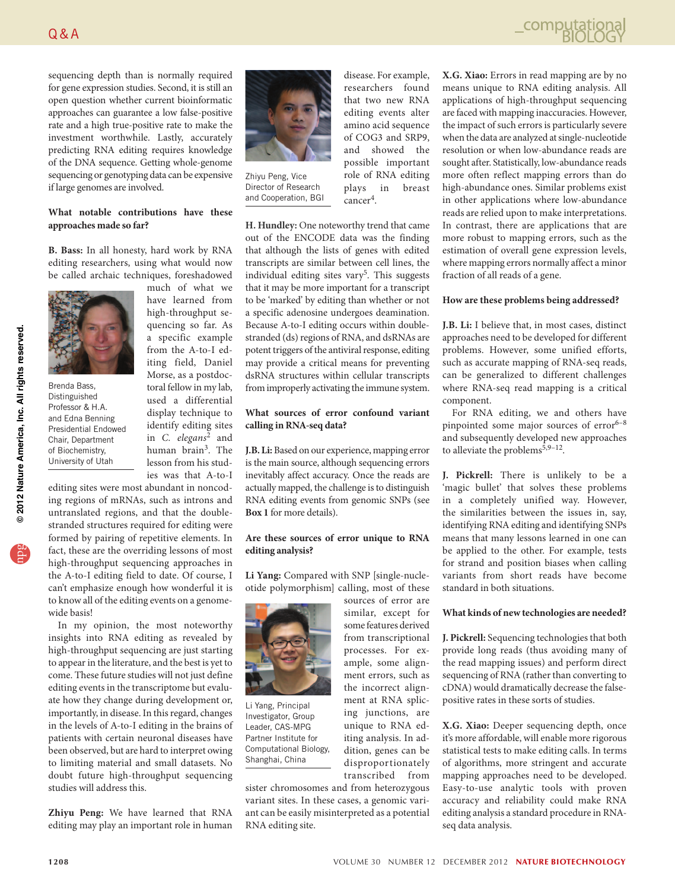sequencing depth than is normally required for gene expression studies. Second, it is still an open question whether current bioinformatic approaches can guarantee a low false-positive rate and a high true-positive rate to make the investment worthwhile. Lastly, accurately predicting RNA editing requires knowledge of the DNA sequence. Getting whole-genome sequencing or genotyping data can be expensive if large genomes are involved.

**What notable contributions have these approaches made so far?**

**B. Bass:** In all honesty, hard work by RNA editing researchers, using what would now be called archaic techniques, foreshadowed much of what we have learned from high-throughput sequencing so far. As a specific example from the A-to-I editing field, Daniel Morse, as a postdoctoral fellow in my lab, used a differential display technique to identify editing sites in *C. elegans*[2] and human brain[3]. The lesson from his studies was that A-to-I editing sites were most abundant in noncoding regions of mRNAs, such as introns and untranslated regions, and that the double-stranded structures required for editing were formed by pairing of repetitive elements. In fact, these are the overriding lessons of most high-throughput sequencing approaches in the A-to-I editing field to date. Of course, I can't emphasize enough how wonderful it is to know all of the editing events on a genome-wide basis!

Brenda Bass, Distinguished Professor & H.A. and Edna Benning Presidential Endowed Chair, Department of Biochemistry, University of Utah

In my opinion, the most noteworthy insights into RNA editing as revealed by high-throughput sequencing are just starting to appear in the literature, and the best is yet to come. These future studies will not just define editing events in the transcriptome but evaluate how they change during development or, importantly, in disease. In this regard, changes in the levels of A-to-I editing in the brains of patients with certain neuronal diseases have been observed, but are hard to interpret owing to limiting material and small datasets. No doubt future high-throughput sequencing studies will address this.

**Zhiyu Peng:** We have learned that RNA editing may play an important role in human disease. For example, researchers found that two new RNA editing events alter amino acid sequence of COG3 and SRP9, and showed the possible important role of RNA editing plays in breast cancer[4].

Zhiyu Peng, Vice Director of Research and Cooperation, BGI

**H. Hundley:** One noteworthy trend that came out of the ENCODE data was the finding that although the lists of genes with edited transcripts are similar between cell lines, the individual editing sites vary[5]. This suggests that it may be more important for a transcript to be 'marked' by editing than whether or not a specific adenosine undergoes deamination. Because A-to-I editing occurs within double-stranded (ds) regions of RNA, and dsRNAs are potent triggers of the antiviral response, editing may provide a critical means for preventing dsRNA structures within cellular transcripts from improperly activating the immune system.

**What sources of error confound variant calling in RNA-seq data?**

**J.B. Li:** Based on our experience, mapping error is the main source, although sequencing errors inevitably affect accuracy. Once the reads are actually mapped, the challenge is to distinguish RNA editing events from genomic SNPs (see **Box 1** for more details).

**Are these sources of error unique to RNA editing analysis?**

**Li Yang:** Compared with SNP [single-nucleotide polymorphism] calling, most of these sources of error are similar, except for some features derived from transcriptional processes. For example, some alignment errors, such as the incorrect alignment at RNA splicing junctions, are unique to RNA editing analysis. In addition, genes can be disproportionately transcribed from sister chromosomes and from heterozygous variant sites. In these cases, a genomic variant can be easily misinterpreted as a potential RNA editing site.

Li Yang, Principal Investigator, Group Leader, CAS-MPG Partner Institute for Computational Biology, Shanghai, China

**X.G. Xiao:** Errors in read mapping are by no means unique to RNA editing analysis. All applications of high-throughput sequencing are faced with mapping inaccuracies. However, the impact of such errors is particularly severe when the data are analyzed at single-nucleotide resolution or when low-abundance reads are sought after. Statistically, low-abundance reads more often reflect mapping errors than do high-abundance ones. Similar problems exist in other applications where low-abundance reads are relied upon to make interpretations. In contrast, there are applications that are more robust to mapping errors, such as the estimation of overall gene expression levels, where mapping errors normally affect a minor fraction of all reads of a gene.

**How are these problems being addressed?**

**J.B. Li:** I believe that, in most cases, distinct approaches need to be developed for different problems. However, some unified efforts, such as accurate mapping of RNA-seq reads, can be generalized to different challenges where RNA-seq read mapping is a critical component.

For RNA editing, we and others have pinpointed some major sources of error[6–8] and subsequently developed new approaches to alleviate the problems[5,9–12].

**J. Pickrell:** There is unlikely to be a 'magic bullet' that solves these problems in a completely unified way. However, the similarities between the issues in, say, identifying RNA editing and identifying SNPs means that many lessons learned in one can be applied to the other. For example, tests for strand and position biases when calling variants from short reads have become standard in both situations.

**What kinds of new technologies are needed?**

**J. Pickrell:** Sequencing technologies that both provide long reads (thus avoiding many of the read mapping issues) and perform direct sequencing of RNA (rather than converting to cDNA) would dramatically decrease the false-positive rates in these sorts of studies.

**X.G. Xiao:** Deeper sequencing depth, once it's more affordable, will enable more rigorous statistical tests to make editing calls. In terms of algorithms, more stringent and accurate mapping approaches need to be developed. Easy-to-use analytic tools with proven accuracy and reliability could make RNA editing analysis a standard procedure in RNA-seq data analysis.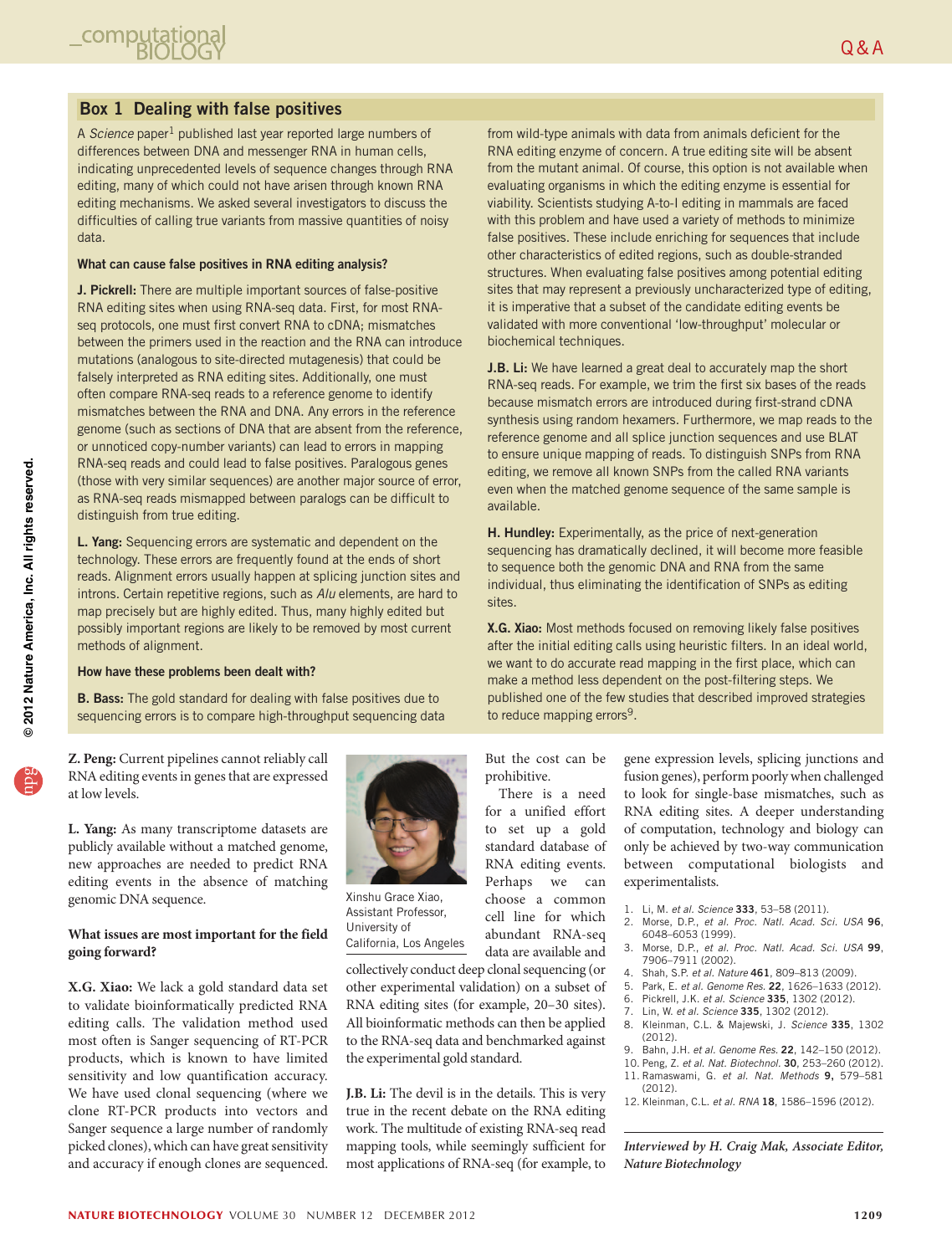## Box 1 Dealing with false positives

A *Science* paper[1] published last year reported large numbers of differences between DNA and messenger RNA in human cells, indicating unprecedented levels of sequence changes through RNA editing, many of which could not have arisen through known RNA editing mechanisms. We asked several investigators to discuss the difficulties of calling true variants from massive quantities of noisy data.

**What can cause false positives in RNA editing analysis?**

**J. Pickrell:** There are multiple important sources of false-positive RNA editing sites when using RNA-seq data. First, for most RNA-seq protocols, one must first convert RNA to cDNA; mismatches between the primers used in the reaction and the RNA can introduce mutations (analogous to site-directed mutagenesis) that could be falsely interpreted as RNA editing sites. Additionally, one must often compare RNA-seq reads to a reference genome to identify mismatches between the RNA and DNA. Any errors in the reference genome (such as sections of DNA that are absent from the reference, or unnoticed copy-number variants) can lead to errors in mapping RNA-seq reads and could lead to false positives. Paralogous genes (those with very similar sequences) are another major source of error, as RNA-seq reads mismapped between paralogs can be difficult to distinguish from true editing.

**L. Yang:** Sequencing errors are systematic and dependent on the technology. These errors are frequently found at the ends of short reads. Alignment errors usually happen at splicing junction sites and introns. Certain repetitive regions, such as *Alu* elements, are hard to map precisely but are highly edited. Thus, many highly edited but possibly important regions are likely to be removed by most current methods of alignment.

**How have these problems been dealt with?**

**B. Bass:** The gold standard for dealing with false positives due to sequencing errors is to compare high-throughput sequencing data from wild-type animals with data from animals deficient for the RNA editing enzyme of concern. A true editing site will be absent from the mutant animal. Of course, this option is not available when evaluating organisms in which the editing enzyme is essential for viability. Scientists studying A-to-I editing in mammals are faced with this problem and have used a variety of methods to minimize false positives. These include enriching for sequences that include other characteristics of edited regions, such as double-stranded structures. When evaluating false positives among potential editing sites that may represent a previously uncharacterized type of editing, it is imperative that a subset of the candidate editing events be validated with more conventional 'low-throughput' molecular or biochemical techniques.

**J.B. Li:** We have learned a great deal to accurately map the short RNA-seq reads. For example, we trim the first six bases of the reads because mismatch errors are introduced during first-strand cDNA synthesis using random hexamers. Furthermore, we map reads to the reference genome and all splice junction sequences and use BLAT to ensure unique mapping of reads. To distinguish SNPs from RNA editing, we remove all known SNPs from the called RNA variants even when the matched genome sequence of the same sample is available.

**H. Hundley:** Experimentally, as the price of next-generation sequencing has dramatically declined, it will become more feasible to sequence both the genomic DNA and RNA from the same individual, thus eliminating the identification of SNPs as editing sites.

**X.G. Xiao:** Most methods focused on removing likely false positives after the initial editing calls using heuristic filters. In an ideal world, we want to do accurate read mapping in the first place, which can make a method less dependent on the post-filtering steps. We published one of the few studies that described improved strategies to reduce mapping errors[9].

**Z. Peng:** Current pipelines cannot reliably call RNA editing events in genes that are expressed at low levels.

**L. Yang:** As many transcriptome datasets are publicly available without a matched genome, new approaches are needed to predict RNA editing events in the absence of matching genomic DNA sequence.

**What issues are most important for the field going forward?**

**X.G. Xiao:** We lack a gold standard data set to validate bioinformatically predicted RNA editing calls. The validation method used most often is Sanger sequencing of RT-PCR products, which is known to have limited sensitivity and low quantification accuracy. We have used clonal sequencing (where we clone RT-PCR products into vectors and Sanger sequence a large number of randomly picked clones), which can have great sensitivity and accuracy if enough clones are sequenced. But the cost can be prohibitive.

Xinshu Grace Xiao, Assistant Professor, University of California, Los Angeles

There is a need for a unified effort to set up a gold standard database of RNA editing events. Perhaps we can choose a common cell line for which abundant RNA-seq data are available and collectively conduct deep clonal sequencing (or other experimental validation) on a subset of RNA editing sites (for example, 20–30 sites). All bioinformatic methods can then be applied to the RNA-seq data and benchmarked against the experimental gold standard.

**J.B. Li:** The devil is in the details. This is very true in the recent debate on the RNA editing work. The multitude of existing RNA-seq read mapping tools, while seemingly sufficient for most applications of RNA-seq (for example, to gene expression levels, splicing junctions and fusion genes), perform poorly when challenged to look for single-base mismatches, such as RNA editing sites. A deeper understanding of computation, technology and biology can only be achieved by two-way communication between computational biologists and experimentalists.

1. Li, M. *et al. Science* **333**, 53–58 (2011).
2. Morse, D.P., *et al. Proc. Natl. Acad. Sci. USA* **96**, 6048–6053 (1999).
3. Morse, D.P., *et al. Proc. Natl. Acad. Sci. USA* **99**, 7906–7911 (2002).
4. Shah, S.P. *et al. Nature* **461**, 809–813 (2009).
5. Park, E. *et al. Genome Res.* **22**, 1626–1633 (2012).
6. Pickrell, J.K. *et al. Science* **335**, 1302 (2012).
7. Lin, W. *et al. Science* **335**, 1302 (2012).
8. Kleinman, C.L. & Majewski, J. *Science* **335**, 1302 (2012).
9. Bahn, J.H. *et al. Genome Res.* **22**, 142–150 (2012).
10. Peng, Z. *et al. Nat. Biotechnol.* **30**, 253–260 (2012).
11. Ramaswami, G. *et al. Nat. Methods* **9**, 579–581 (2012).
12. Kleinman, C.L. *et al. RNA* **18**, 1586–1596 (2012).

*Interviewed by H. Craig Mak, Associate Editor, Nature Biotechnology*